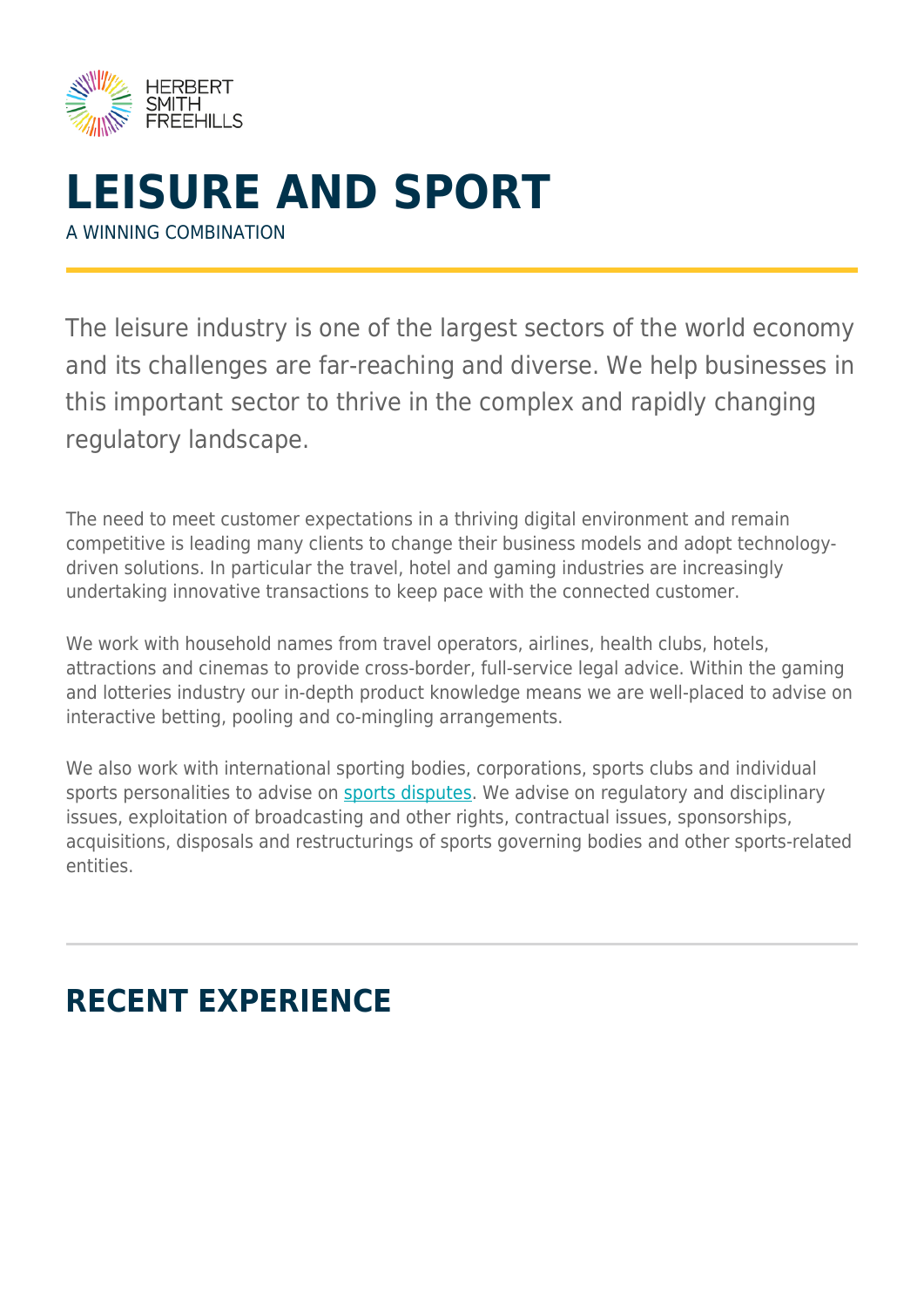HERBERT SMITH FREEHILLS

# LEISURE AND SPORT

A WINNING COMBINATION

The leisure industry is one of the largest sectors of the world economy and its challenges are far-reaching and diverse. We help businesses in this important sector to thrive in the complex and rapidly changing regulatory landscape.

The need to meet customer expectations in a thriving digital environment and remain competitive is leading many clients to change their business models and adopt technology-driven solutions. In particular the travel, hotel and gaming industries are increasingly undertaking innovative transactions to keep pace with the connected customer.

We work with household names from travel operators, airlines, health clubs, hotels, attractions and cinemas to provide cross-border, full-service legal advice. Within the gaming and lotteries industry our in-depth product knowledge means we are well-placed to advise on interactive betting, pooling and co-mingling arrangements.

We also work with international sporting bodies, corporations, sports clubs and individual sports personalities to advise on sports disputes. We advise on regulatory and disciplinary issues, exploitation of broadcasting and other rights, contractual issues, sponsorships, acquisitions, disposals and restructurings of sports governing bodies and other sports-related entities.

## RECENT EXPERIENCE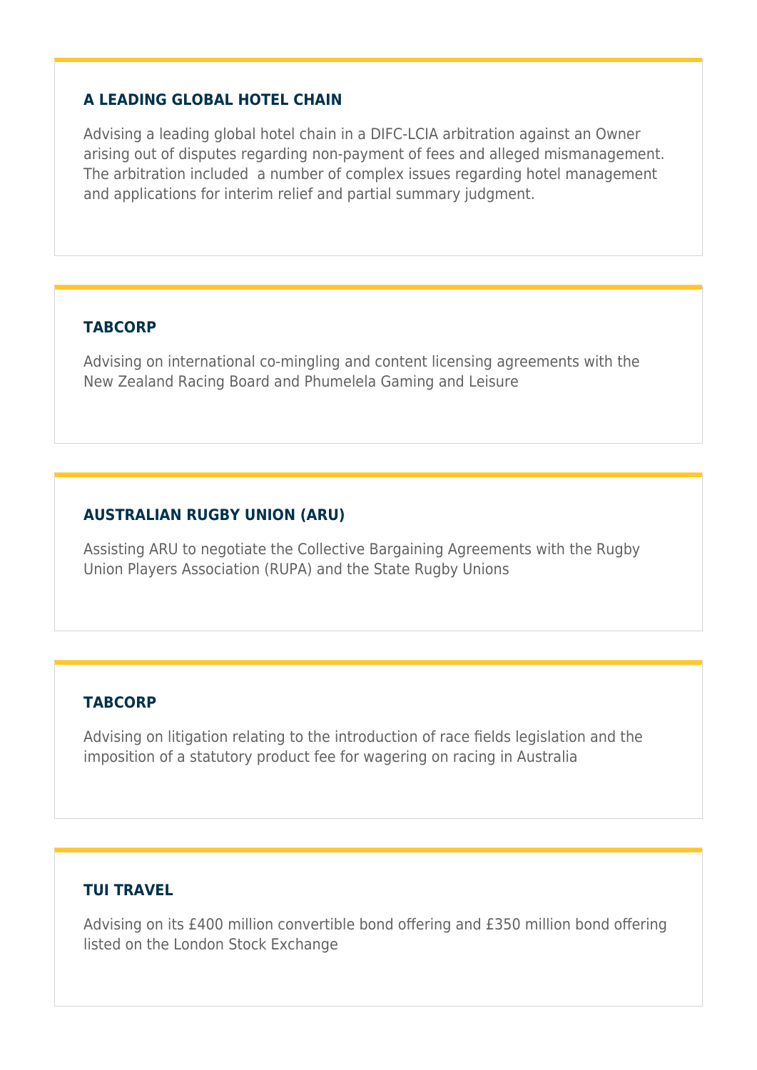### A LEADING GLOBAL HOTEL CHAIN

Advising a leading global hotel chain in a DIFC-LCIA arbitration against an Owner arising out of disputes regarding non-payment of fees and alleged mismanagement. The arbitration included a number of complex issues regarding hotel management and applications for interim relief and partial summary judgment.

### TABCORP

Advising on international co-mingling and content licensing agreements with the New Zealand Racing Board and Phumelela Gaming and Leisure

### AUSTRALIAN RUGBY UNION (ARU)

Assisting ARU to negotiate the Collective Bargaining Agreements with the Rugby Union Players Association (RUPA) and the State Rugby Unions

### TABCORP

Advising on litigation relating to the introduction of race fields legislation and the imposition of a statutory product fee for wagering on racing in Australia

### TUI TRAVEL

Advising on its £400 million convertible bond offering and £350 million bond offering listed on the London Stock Exchange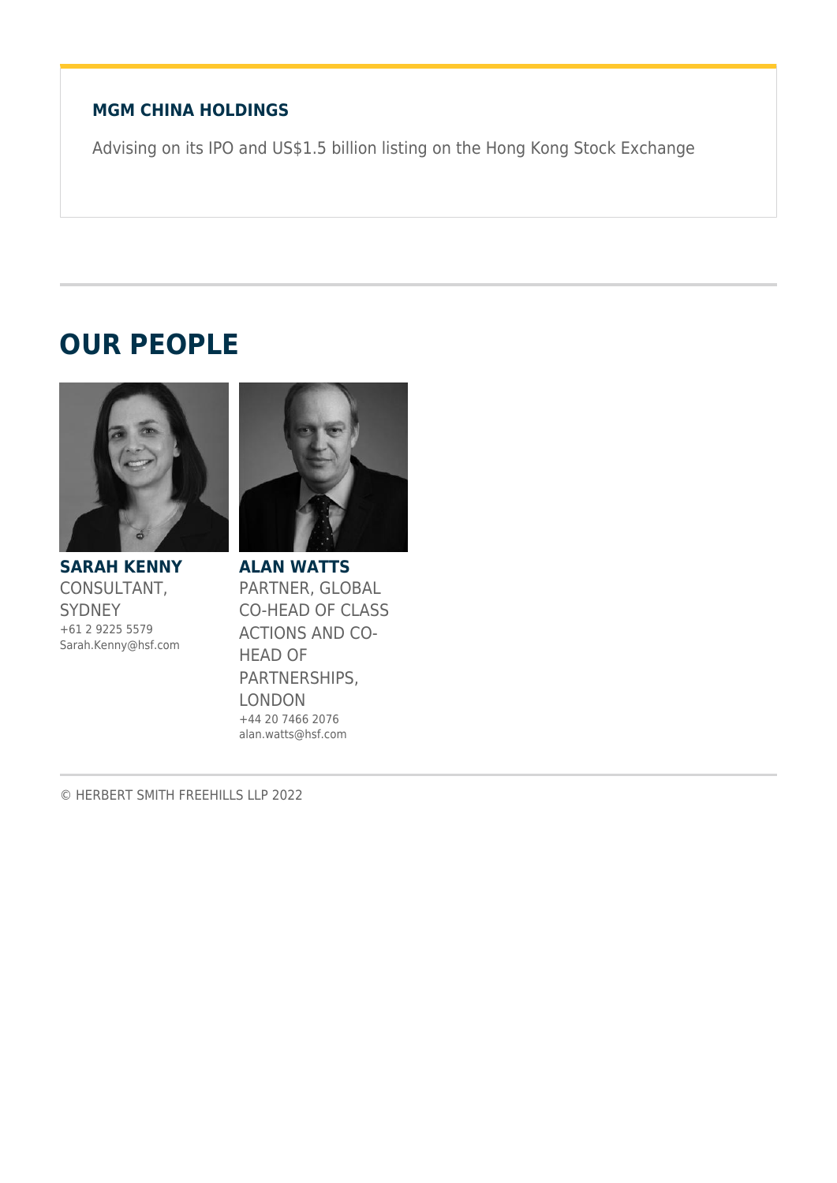### MGM CHINA HOLDINGS

Advising on its IPO and US$1.5 billion listing on the Hong Kong Stock Exchange

## OUR PEOPLE

**SARAH KENNY**
CONSULTANT, SYDNEY
+61 2 9225 5579
Sarah.Kenny@hsf.com

**ALAN WATTS**
PARTNER, GLOBAL CO-HEAD OF CLASS ACTIONS AND CO-HEAD OF PARTNERSHIPS, LONDON
+44 20 7466 2076
alan.watts@hsf.com

© HERBERT SMITH FREEHILLS LLP 2022